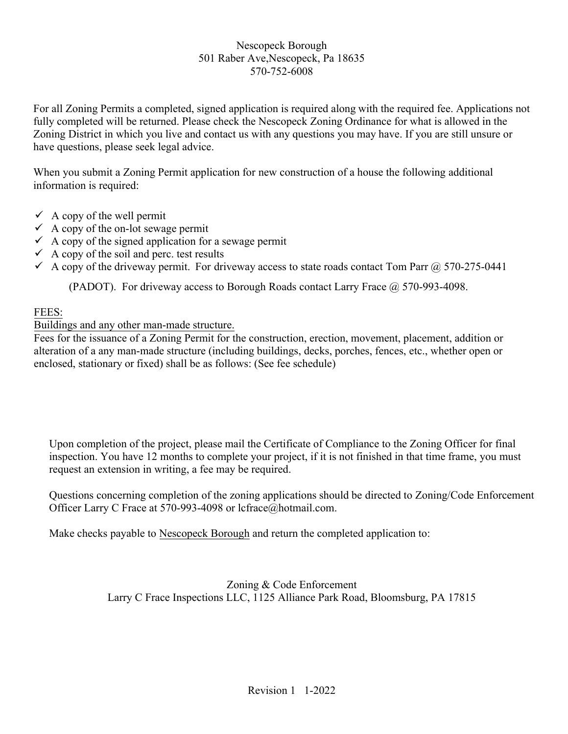Nescopeck Borough
501 Raber Ave,Nescopeck, Pa 18635
570-752-6008

For all Zoning Permits a completed, signed application is required along with the required fee. Applications not fully completed will be returned. Please check the Nescopeck Zoning Ordinance for what is allowed in the Zoning District in which you live and contact us with any questions you may have. If you are still unsure or have questions, please seek legal advice.

When you submit a Zoning Permit application for new construction of a house the following additional information is required:

- ✓ A copy of the well permit
- ✓ A copy of the on-lot sewage permit
- ✓ A copy of the signed application for a sewage permit
- ✓ A copy of the soil and perc. test results
- ✓ A copy of the driveway permit. For driveway access to state roads contact Tom Parr @ 570-275-0441

  (PADOT). For driveway access to Borough Roads contact Larry Frace @ 570-993-4098.

<u>FEES:</u>

<u>Buildings and any other man-made structure.</u>

Fees for the issuance of a Zoning Permit for the construction, erection, movement, placement, addition or alteration of a any man-made structure (including buildings, decks, porches, fences, etc., whether open or enclosed, stationary or fixed) shall be as follows: (See fee schedule)

Upon completion of the project, please mail the Certificate of Compliance to the Zoning Officer for final inspection. You have 12 months to complete your project, if it is not finished in that time frame, you must request an extension in writing, a fee may be required.

Questions concerning completion of the zoning applications should be directed to Zoning/Code Enforcement Officer Larry C Frace at 570-993-4098 or lcfrace@hotmail.com.

Make checks payable to <u>Nescopeck Borough</u> and return the completed application to:

Zoning & Code Enforcement
Larry C Frace Inspections LLC, 1125 Alliance Park Road, Bloomsburg, PA 17815

Revision 1 1-2022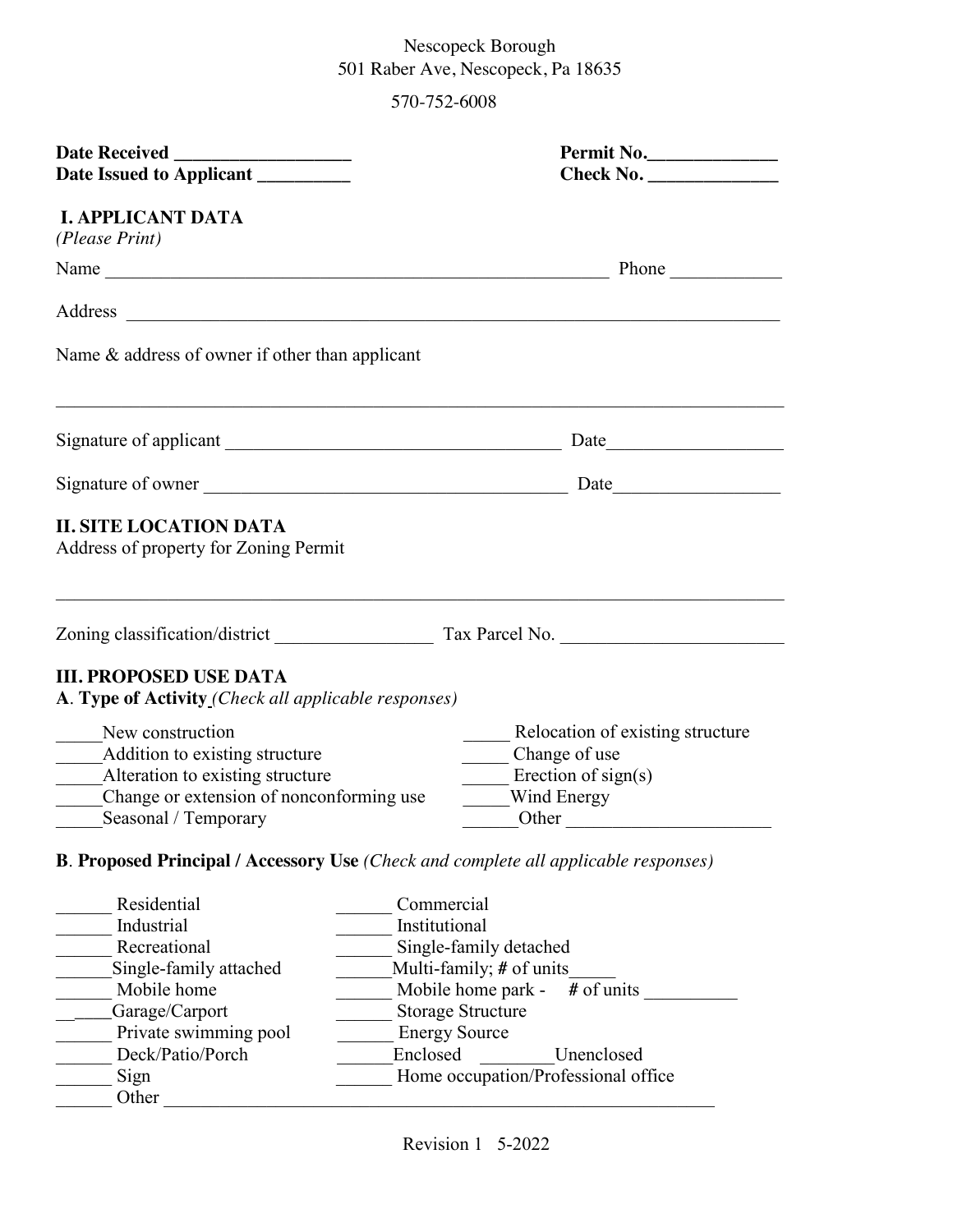Nescopeck Borough
501 Raber Ave, Nescopeck, Pa 18635

570-752-6008

**Date Received ___________________**
**Date Issued to Applicant __________**

**Permit No.______________**
**Check No. ______________**

## I. APPLICANT DATA

*(Please Print)*

Name ___________________________________________________________ Phone ____________

Address ___________________________________________________________________________

Name & address of owner if other than applicant

_________________________________________________________________________________

Signature of applicant _____________________________________ Date___________________

Signature of owner ________________________________________ Date__________________

## II. SITE LOCATION DATA

Address of property for Zoning Permit

_________________________________________________________________________________

Zoning classification/district _________________ Tax Parcel No. ________________________

## III. PROPOSED USE DATA

**A**. **Type of Activity** *(Check all applicable responses)*

_____New construction
_____Addition to existing structure
_____Alteration to existing structure
_____Change or extension of nonconforming use
_____Seasonal / Temporary
_____ Relocation of existing structure
_____ Change of use
_____ Erection of sign(s)
_____Wind Energy
______Other ______________________

**B**. **Proposed Principal / Accessory Use** *(Check and complete all applicable responses)*

______ Residential
______ Industrial
______ Recreational
______Single-family attached
______ Mobile home
______Garage/Carport
______ Private swimming pool
______ Deck/Patio/Porch
______ Sign
______ Commercial
______ Institutional
______ Single-family detached
______Multi-family; **#** of units_____
______ Mobile home park - **#** of units __________
______ Storage Structure
______ Energy Source
______Enclosed ________Unenclosed
______ Home occupation/Professional office
______ Other ______________________________________________________________

Revision 1 5-2022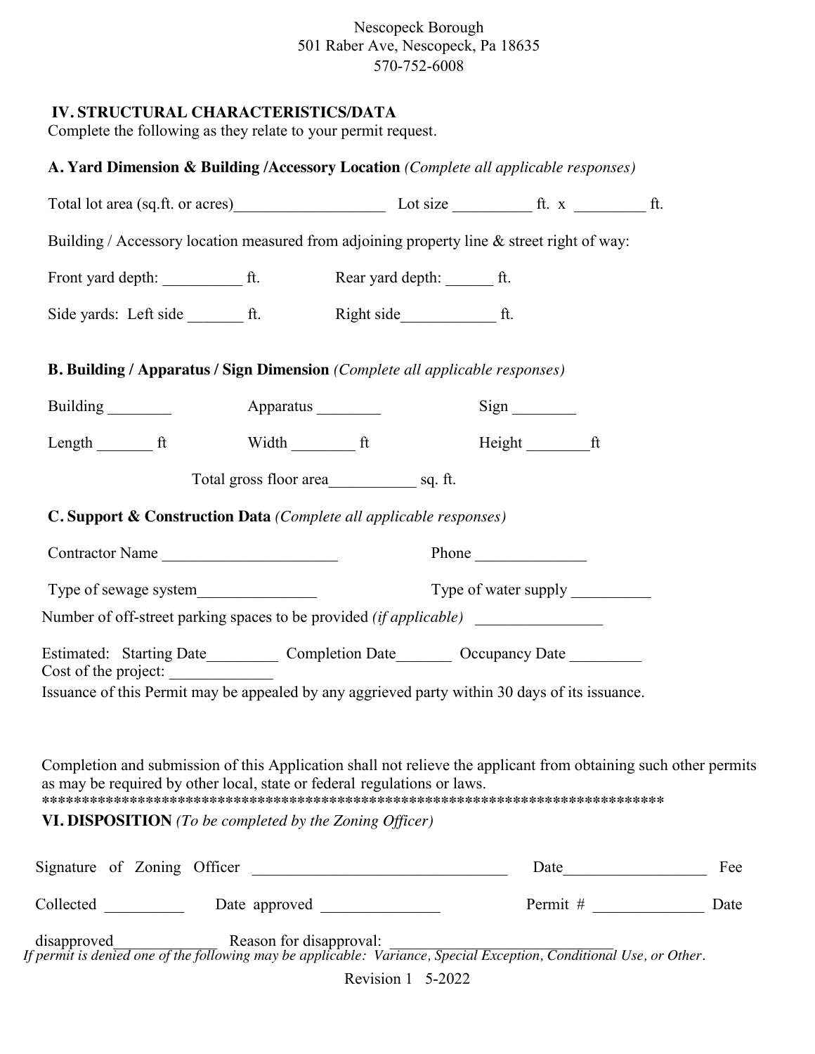Nescopeck Borough
501 Raber Ave, Nescopeck, Pa 18635
570-752-6008

## IV. STRUCTURAL CHARACTERISTICS/DATA

Complete the following as they relate to your permit request.

### A. Yard Dimension & Building /Accessory Location *(Complete all applicable responses)*

Total lot area (sq.ft. or acres)___________________ Lot size __________ ft. x _________ ft.

Building / Accessory location measured from adjoining property line & street right of way:

Front yard depth: __________ ft. Rear yard depth: ______ ft.

Side yards: Left side _______ ft. Right side____________ ft.

### B. Building / Apparatus / Sign Dimension *(Complete all applicable responses)*

Building ________ Apparatus ________ Sign ________

Length _______ ft Width ________ ft Height ________ft

Total gross floor area___________ sq. ft.

### C. Support & Construction Data *(Complete all applicable responses)*

Contractor Name ______________________ Phone ______________

Type of sewage system_______________ Type of water supply __________

Number of off-street parking spaces to be provided *(if applicable)* ________________

Estimated: Starting Date_________ Completion Date_______ Occupancy Date _________

Cost of the project: _____________

Issuance of this Permit may be appealed by any aggrieved party within 30 days of its issuance.

Completion and submission of this Application shall not relieve the applicant from obtaining such other permits as may be required by other local, state or federal regulations or laws.

*******************************************************************************

## VI. DISPOSITION *(To be completed by the Zoning Officer)*

Signature of Zoning Officer ________________________________ Date__________________ Fee Collected __________ Date approved _______________ Permit # ______________ Date disapproved_____________ Reason for disapproval: ____________________________

*If permit is denied one of the following may be applicable: Variance, Special Exception, Conditional Use, or Other.*

Revision 1 5-2022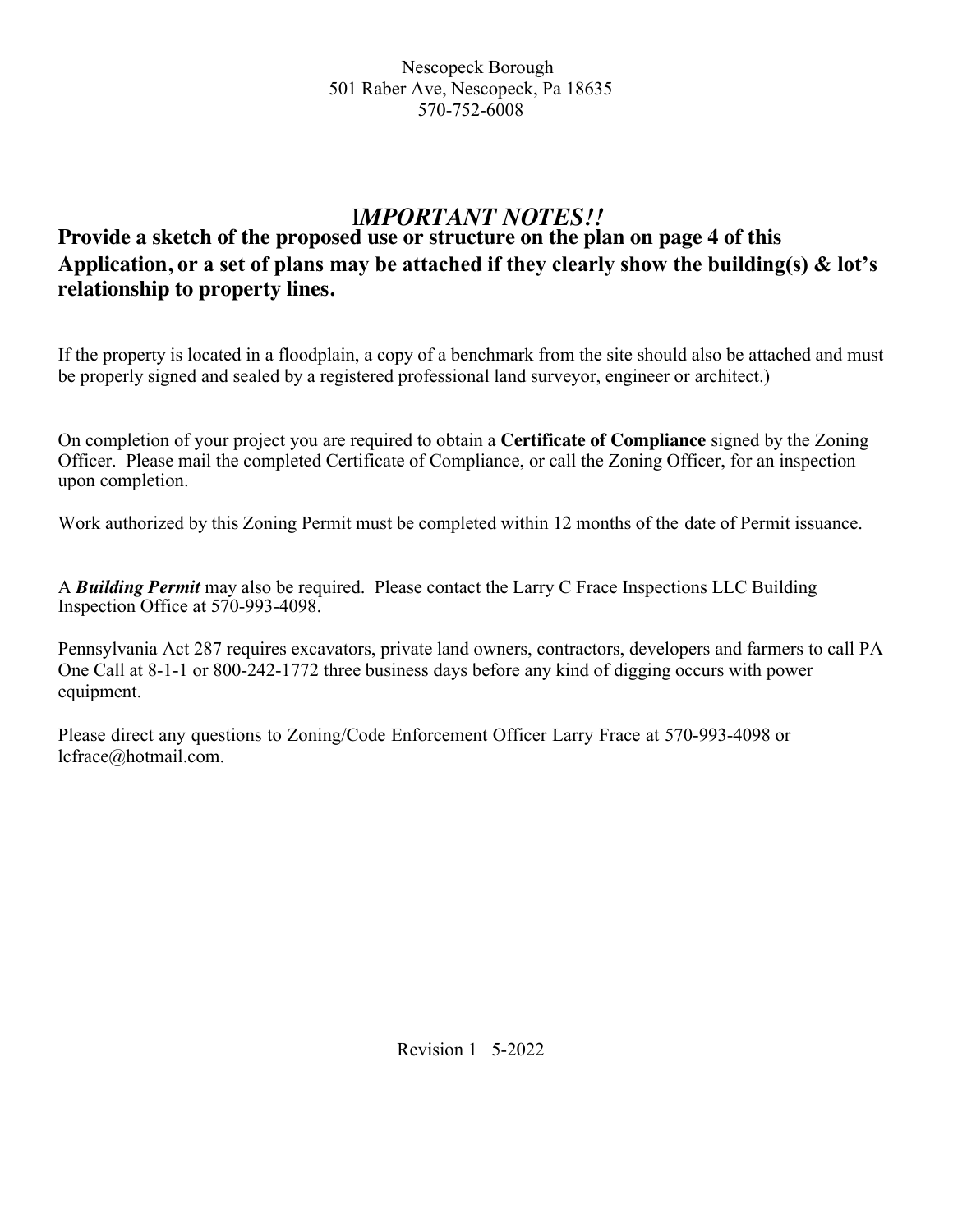Nescopeck Borough
501 Raber Ave, Nescopeck, Pa 18635
570-752-6008

# IMPORTANT NOTES!!

**Provide a sketch of the proposed use or structure on the plan on page 4 of this Application, or a set of plans may be attached if they clearly show the building(s) & lot's relationship to property lines.**

If the property is located in a floodplain, a copy of a benchmark from the site should also be attached and must be properly signed and sealed by a registered professional land surveyor, engineer or architect.)

On completion of your project you are required to obtain a **Certificate of Compliance** signed by the Zoning Officer. Please mail the completed Certificate of Compliance, or call the Zoning Officer, for an inspection upon completion.

Work authorized by this Zoning Permit must be completed within 12 months of the date of Permit issuance.

A ***Building Permit*** may also be required. Please contact the Larry C Frace Inspections LLC Building Inspection Office at 570-993-4098.

Pennsylvania Act 287 requires excavators, private land owners, contractors, developers and farmers to call PA One Call at 8-1-1 or 800-242-1772 three business days before any kind of digging occurs with power equipment.

Please direct any questions to Zoning/Code Enforcement Officer Larry Frace at 570-993-4098 or lcfrace@hotmail.com.

Revision 1 5-2022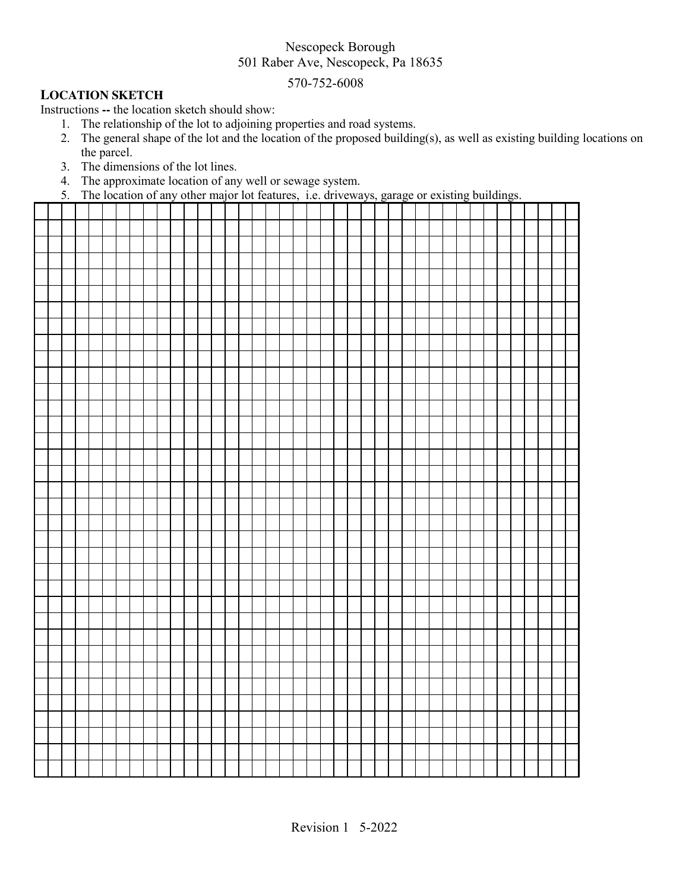Nescopeck Borough
501 Raber Ave, Nescopeck, Pa 18635
570-752-6008

**LOCATION SKETCH**

Instructions **--** the location sketch should show:

1. The relationship of the lot to adjoining properties and road systems.
2. The general shape of the lot and the location of the proposed building(s), as well as existing building locations on the parcel.
3. The dimensions of the lot lines.
4. The approximate location of any well or sewage system.
5. The location of any other major lot features, i.e. driveways, garage or existing buildings.

Revision 1 5-2022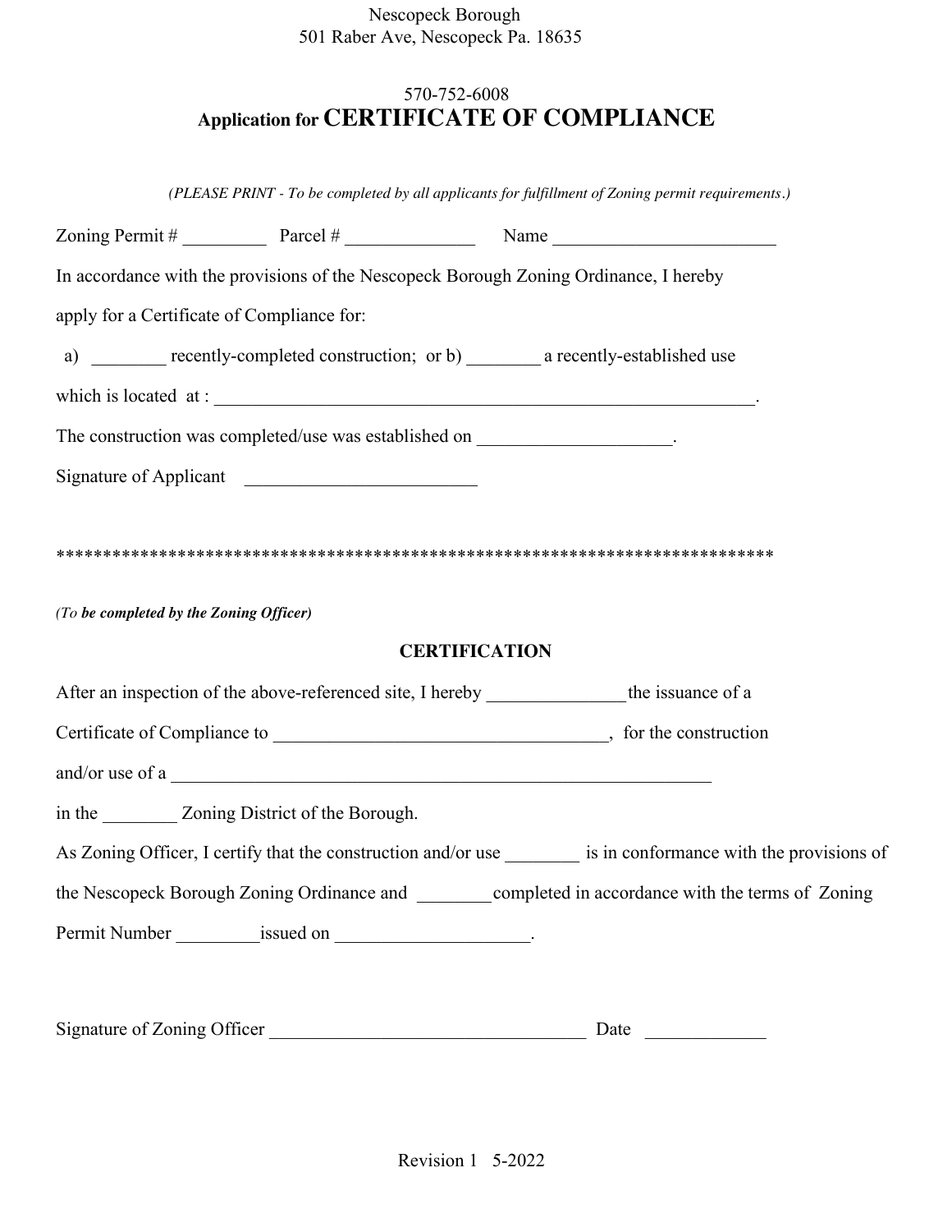Nescopeck Borough
501 Raber Ave, Nescopeck Pa. 18635

570-752-6008

# Application for CERTIFICATE OF COMPLIANCE

*(PLEASE PRINT - To be completed by all applicants for fulfillment of Zoning permit requirements.)*

Zoning Permit # _________ Parcel # ______________ Name ________________________

In accordance with the provisions of the Nescopeck Borough Zoning Ordinance, I hereby apply for a Certificate of Compliance for:

a) ________ recently-completed construction; or b) ________ a recently-established use

which is located at : ____________________________________________________________.

The construction was completed/use was established on ____________________.

Signature of Applicant ________________________

*******************************************************************************

*(To **be completed by the Zoning Officer)***

## CERTIFICATION

After an inspection of the above-referenced site, I hereby _______________the issuance of a Certificate of Compliance to ___________________________________, for the construction and/or use of a ____________________________________________________________

in the ________ Zoning District of the Borough.

As Zoning Officer, I certify that the construction and/or use ________ is in conformance with the provisions of the Nescopeck Borough Zoning Ordinance and ________completed in accordance with the terms of Zoning Permit Number _________issued on ____________________.

Signature of Zoning Officer __________________________________ Date _____________

Revision 1 5-2022